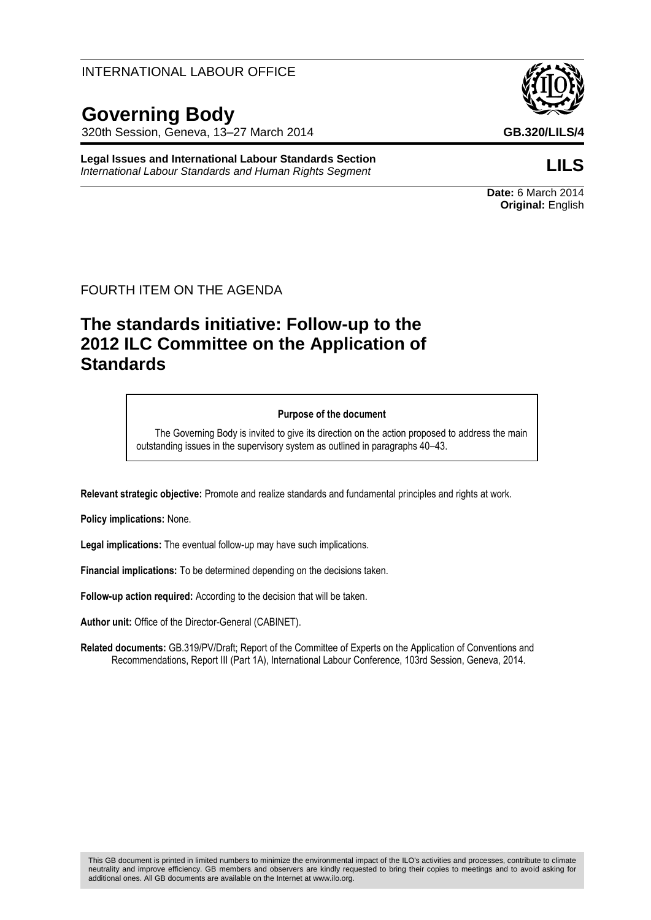INTERNATIONAL LABOUR OFFICE

# Governing Body

320th Session, Geneva, 13–27 March 2014

**GB.320/LILS/4**

**Legal Issues and International Labour Standards Section**
*International Labour Standards and Human Rights Segment*

**LILS**

**Date:** 6 March 2014
**Original:** English

FOURTH ITEM ON THE AGENDA

## The standards initiative: Follow-up to the 2012 ILC Committee on the Application of Standards

> **Purpose of the document**
>
> The Governing Body is invited to give its direction on the action proposed to address the main outstanding issues in the supervisory system as outlined in paragraphs 40–43.

**Relevant strategic objective:** Promote and realize standards and fundamental principles and rights at work.

**Policy implications:** None.

**Legal implications:** The eventual follow-up may have such implications.

**Financial implications:** To be determined depending on the decisions taken.

**Follow-up action required:** According to the decision that will be taken.

**Author unit:** Office of the Director-General (CABINET).

**Related documents:** GB.319/PV/Draft; Report of the Committee of Experts on the Application of Conventions and Recommendations, Report III (Part 1A), International Labour Conference, 103rd Session, Geneva, 2014.

This GB document is printed in limited numbers to minimize the environmental impact of the ILO's activities and processes, contribute to climate neutrality and improve efficiency. GB members and observers are kindly requested to bring their copies to meetings and to avoid asking for additional ones. All GB documents are available on the Internet at www.ilo.org.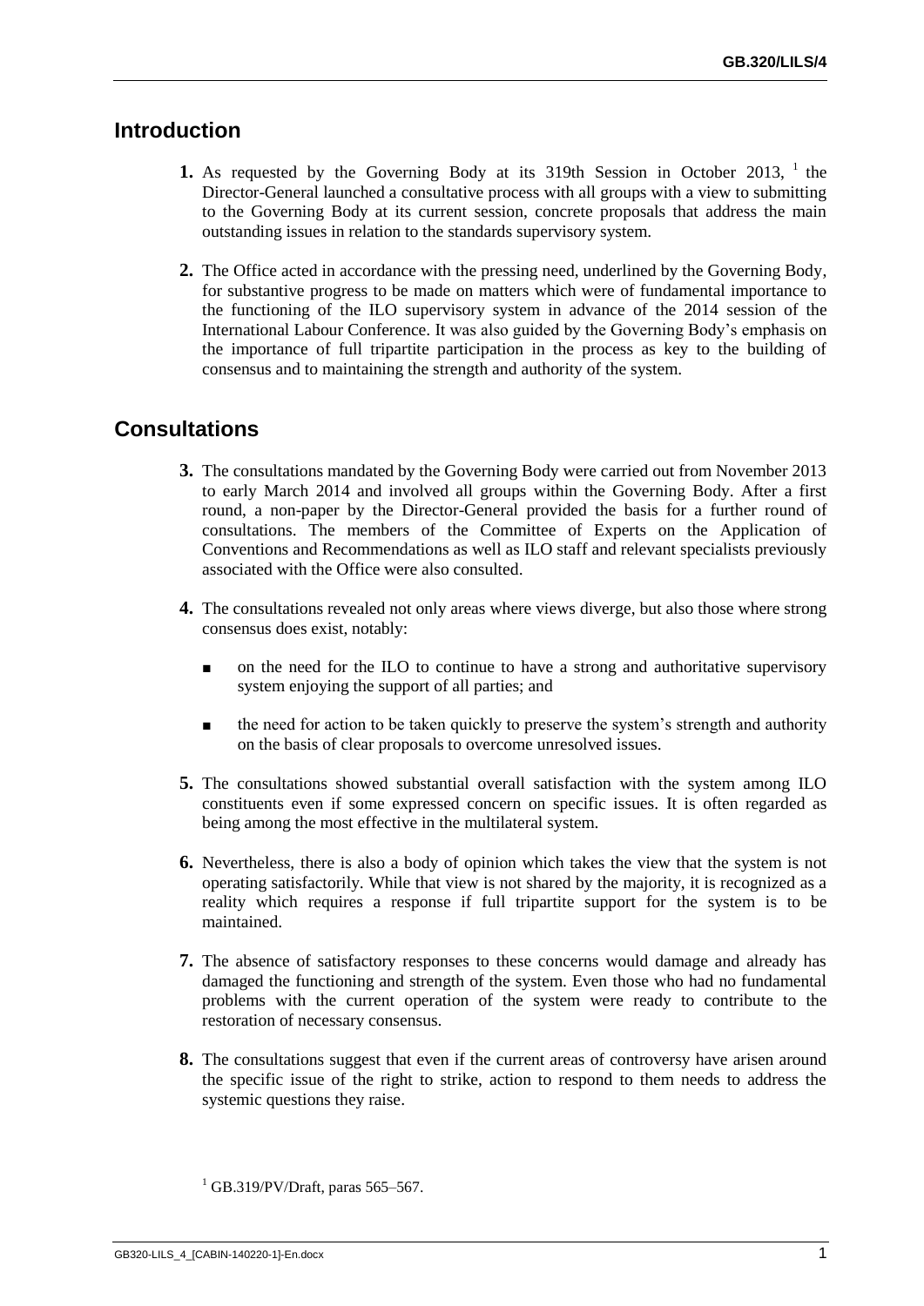## Introduction

**1.** As requested by the Governing Body at its 319th Session in October 2013, [1] the Director-General launched a consultative process with all groups with a view to submitting to the Governing Body at its current session, concrete proposals that address the main outstanding issues in relation to the standards supervisory system.

**2.** The Office acted in accordance with the pressing need, underlined by the Governing Body, for substantive progress to be made on matters which were of fundamental importance to the functioning of the ILO supervisory system in advance of the 2014 session of the International Labour Conference. It was also guided by the Governing Body's emphasis on the importance of full tripartite participation in the process as key to the building of consensus and to maintaining the strength and authority of the system.

## Consultations

**3.** The consultations mandated by the Governing Body were carried out from November 2013 to early March 2014 and involved all groups within the Governing Body. After a first round, a non-paper by the Director-General provided the basis for a further round of consultations. The members of the Committee of Experts on the Application of Conventions and Recommendations as well as ILO staff and relevant specialists previously associated with the Office were also consulted.

**4.** The consultations revealed not only areas where views diverge, but also those where strong consensus does exist, notably:

- on the need for the ILO to continue to have a strong and authoritative supervisory system enjoying the support of all parties; and
- the need for action to be taken quickly to preserve the system's strength and authority on the basis of clear proposals to overcome unresolved issues.

**5.** The consultations showed substantial overall satisfaction with the system among ILO constituents even if some expressed concern on specific issues. It is often regarded as being among the most effective in the multilateral system.

**6.** Nevertheless, there is also a body of opinion which takes the view that the system is not operating satisfactorily. While that view is not shared by the majority, it is recognized as a reality which requires a response if full tripartite support for the system is to be maintained.

**7.** The absence of satisfactory responses to these concerns would damage and already has damaged the functioning and strength of the system. Even those who had no fundamental problems with the current operation of the system were ready to contribute to the restoration of necessary consensus.

**8.** The consultations suggest that even if the current areas of controversy have arisen around the specific issue of the right to strike, action to respond to them needs to address the systemic questions they raise.

[1] GB.319/PV/Draft, paras 565–567.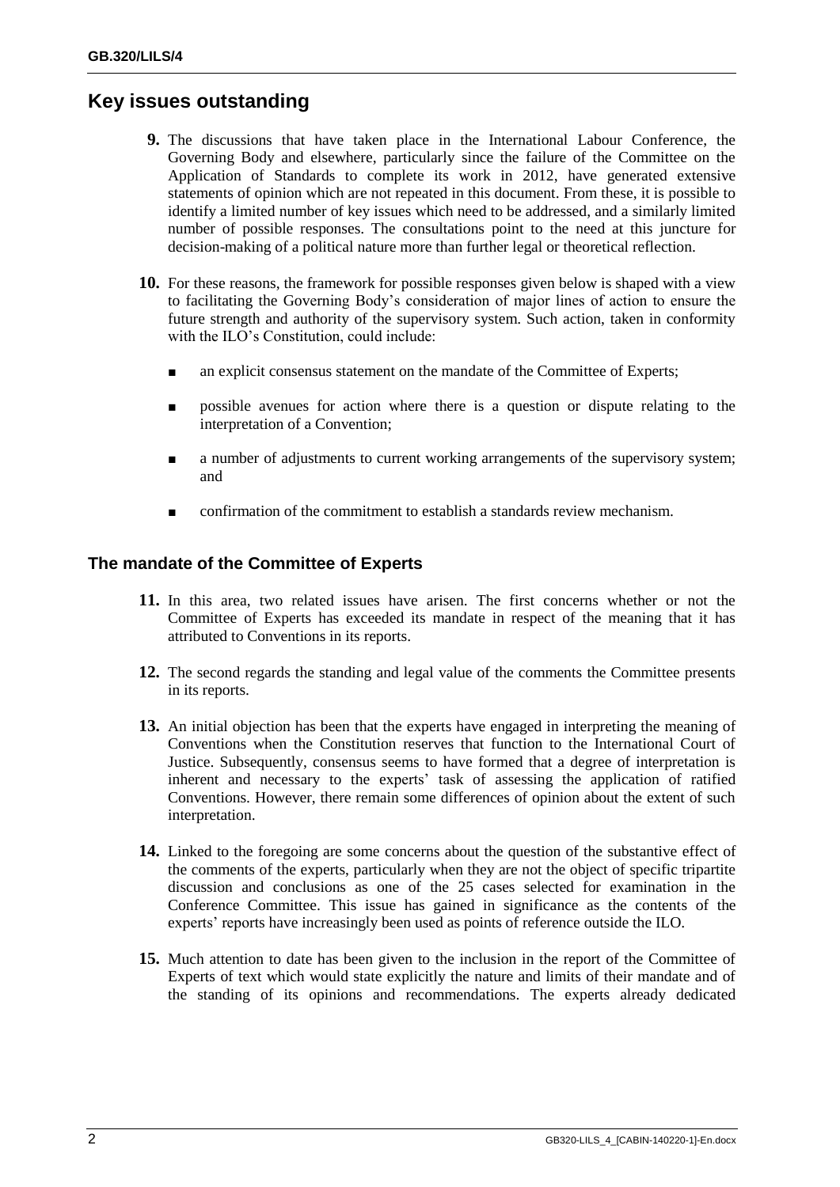## Key issues outstanding

**9.** The discussions that have taken place in the International Labour Conference, the Governing Body and elsewhere, particularly since the failure of the Committee on the Application of Standards to complete its work in 2012, have generated extensive statements of opinion which are not repeated in this document. From these, it is possible to identify a limited number of key issues which need to be addressed, and a similarly limited number of possible responses. The consultations point to the need at this juncture for decision-making of a political nature more than further legal or theoretical reflection.

**10.** For these reasons, the framework for possible responses given below is shaped with a view to facilitating the Governing Body's consideration of major lines of action to ensure the future strength and authority of the supervisory system. Such action, taken in conformity with the ILO's Constitution, could include:

- an explicit consensus statement on the mandate of the Committee of Experts;
- possible avenues for action where there is a question or dispute relating to the interpretation of a Convention;
- a number of adjustments to current working arrangements of the supervisory system; and
- confirmation of the commitment to establish a standards review mechanism.

### The mandate of the Committee of Experts

**11.** In this area, two related issues have arisen. The first concerns whether or not the Committee of Experts has exceeded its mandate in respect of the meaning that it has attributed to Conventions in its reports.

**12.** The second regards the standing and legal value of the comments the Committee presents in its reports.

**13.** An initial objection has been that the experts have engaged in interpreting the meaning of Conventions when the Constitution reserves that function to the International Court of Justice. Subsequently, consensus seems to have formed that a degree of interpretation is inherent and necessary to the experts' task of assessing the application of ratified Conventions. However, there remain some differences of opinion about the extent of such interpretation.

**14.** Linked to the foregoing are some concerns about the question of the substantive effect of the comments of the experts, particularly when they are not the object of specific tripartite discussion and conclusions as one of the 25 cases selected for examination in the Conference Committee. This issue has gained in significance as the contents of the experts' reports have increasingly been used as points of reference outside the ILO.

**15.** Much attention to date has been given to the inclusion in the report of the Committee of Experts of text which would state explicitly the nature and limits of their mandate and of the standing of its opinions and recommendations. The experts already dedicated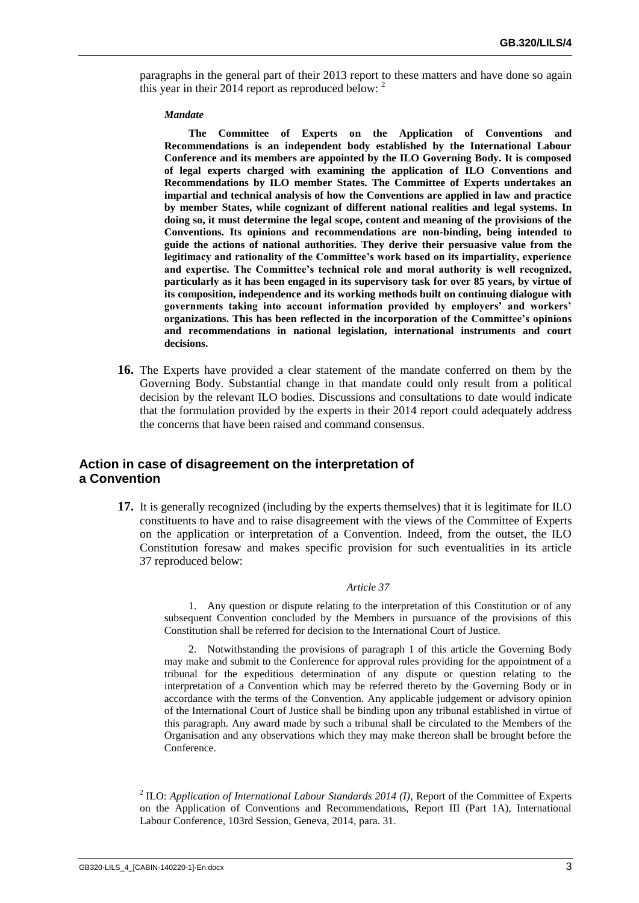paragraphs in the general part of their 2013 report to these matters and have done so again this year in their 2014 report as reproduced below: [2]

***Mandate***

**The Committee of Experts on the Application of Conventions and Recommendations is an independent body established by the International Labour Conference and its members are appointed by the ILO Governing Body. It is composed of legal experts charged with examining the application of ILO Conventions and Recommendations by ILO member States. The Committee of Experts undertakes an impartial and technical analysis of how the Conventions are applied in law and practice by member States, while cognizant of different national realities and legal systems. In doing so, it must determine the legal scope, content and meaning of the provisions of the Conventions. Its opinions and recommendations are non-binding, being intended to guide the actions of national authorities. They derive their persuasive value from the legitimacy and rationality of the Committee's work based on its impartiality, experience and expertise. The Committee's technical role and moral authority is well recognized, particularly as it has been engaged in its supervisory task for over 85 years, by virtue of its composition, independence and its working methods built on continuing dialogue with governments taking into account information provided by employers' and workers' organizations. This has been reflected in the incorporation of the Committee's opinions and recommendations in national legislation, international instruments and court decisions.**

**16.** The Experts have provided a clear statement of the mandate conferred on them by the Governing Body. Substantial change in that mandate could only result from a political decision by the relevant ILO bodies. Discussions and consultations to date would indicate that the formulation provided by the experts in their 2014 report could adequately address the concerns that have been raised and command consensus.

## Action in case of disagreement on the interpretation of a Convention

**17.** It is generally recognized (including by the experts themselves) that it is legitimate for ILO constituents to have and to raise disagreement with the views of the Committee of Experts on the application or interpretation of a Convention. Indeed, from the outset, the ILO Constitution foresaw and makes specific provision for such eventualities in its article 37 reproduced below:

*Article 37*

1. Any question or dispute relating to the interpretation of this Constitution or of any subsequent Convention concluded by the Members in pursuance of the provisions of this Constitution shall be referred for decision to the International Court of Justice.

2. Notwithstanding the provisions of paragraph 1 of this article the Governing Body may make and submit to the Conference for approval rules providing for the appointment of a tribunal for the expeditious determination of any dispute or question relating to the interpretation of a Convention which may be referred thereto by the Governing Body or in accordance with the terms of the Convention. Any applicable judgement or advisory opinion of the International Court of Justice shall be binding upon any tribunal established in virtue of this paragraph. Any award made by such a tribunal shall be circulated to the Members of the Organisation and any observations which they may make thereon shall be brought before the Conference.

[2] ILO: *Application of International Labour Standards 2014 (I)*, Report of the Committee of Experts on the Application of Conventions and Recommendations, Report III (Part 1A), International Labour Conference, 103rd Session, Geneva, 2014, para. 31.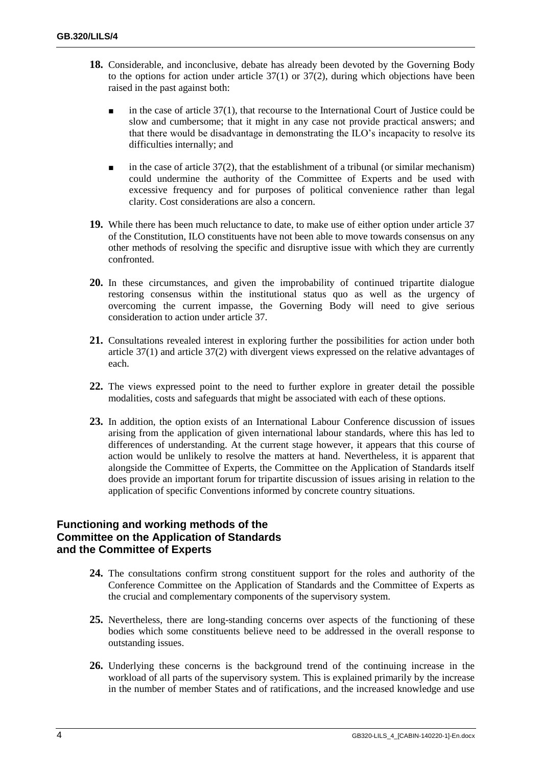**18.** Considerable, and inconclusive, debate has already been devoted by the Governing Body to the options for action under article 37(1) or 37(2), during which objections have been raised in the past against both:

- in the case of article 37(1), that recourse to the International Court of Justice could be slow and cumbersome; that it might in any case not provide practical answers; and that there would be disadvantage in demonstrating the ILO's incapacity to resolve its difficulties internally; and

- in the case of article 37(2), that the establishment of a tribunal (or similar mechanism) could undermine the authority of the Committee of Experts and be used with excessive frequency and for purposes of political convenience rather than legal clarity. Cost considerations are also a concern.

**19.** While there has been much reluctance to date, to make use of either option under article 37 of the Constitution, ILO constituents have not been able to move towards consensus on any other methods of resolving the specific and disruptive issue with which they are currently confronted.

**20.** In these circumstances, and given the improbability of continued tripartite dialogue restoring consensus within the institutional status quo as well as the urgency of overcoming the current impasse, the Governing Body will need to give serious consideration to action under article 37.

**21.** Consultations revealed interest in exploring further the possibilities for action under both article 37(1) and article 37(2) with divergent views expressed on the relative advantages of each.

**22.** The views expressed point to the need to further explore in greater detail the possible modalities, costs and safeguards that might be associated with each of these options.

**23.** In addition, the option exists of an International Labour Conference discussion of issues arising from the application of given international labour standards, where this has led to differences of understanding. At the current stage however, it appears that this course of action would be unlikely to resolve the matters at hand. Nevertheless, it is apparent that alongside the Committee of Experts, the Committee on the Application of Standards itself does provide an important forum for tripartite discussion of issues arising in relation to the application of specific Conventions informed by concrete country situations.

### Functioning and working methods of the Committee on the Application of Standards and the Committee of Experts

**24.** The consultations confirm strong constituent support for the roles and authority of the Conference Committee on the Application of Standards and the Committee of Experts as the crucial and complementary components of the supervisory system.

**25.** Nevertheless, there are long-standing concerns over aspects of the functioning of these bodies which some constituents believe need to be addressed in the overall response to outstanding issues.

**26.** Underlying these concerns is the background trend of the continuing increase in the workload of all parts of the supervisory system. This is explained primarily by the increase in the number of member States and of ratifications, and the increased knowledge and use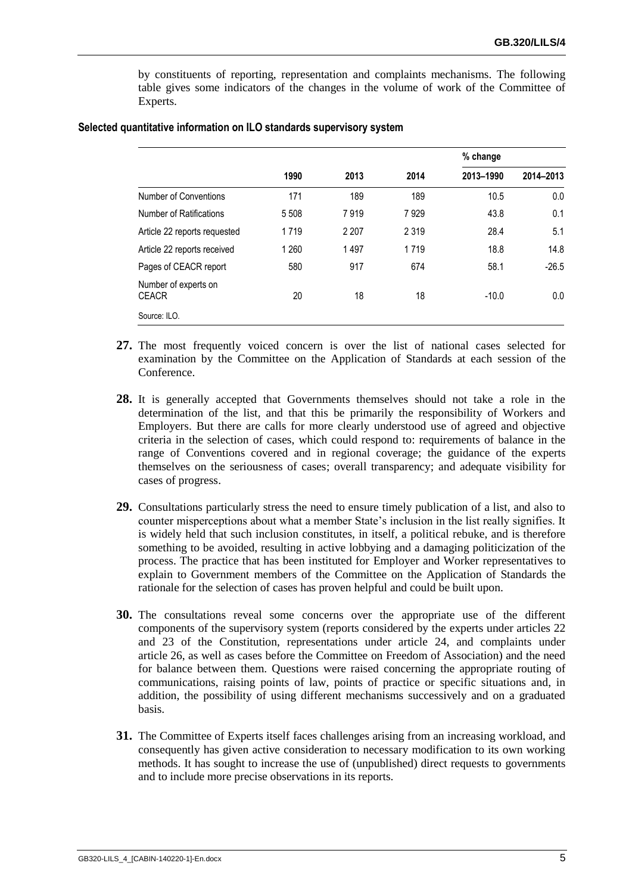by constituents of reporting, representation and complaints mechanisms. The following table gives some indicators of the changes in the volume of work of the Committee of Experts.

**Selected quantitative information on ILO standards supervisory system**

| | 1990 | 2013 | 2014 | % change 2013–1990 | % change 2014–2013 |
|---|---|---|---|---|---|
| Number of Conventions | 171 | 189 | 189 | 10.5 | 0.0 |
| Number of Ratifications | 5 508 | 7 919 | 7 929 | 43.8 | 0.1 |
| Article 22 reports requested | 1 719 | 2 207 | 2 319 | 28.4 | 5.1 |
| Article 22 reports received | 1 260 | 1 497 | 1 719 | 18.8 | 14.8 |
| Pages of CEACR report | 580 | 917 | 674 | 58.1 | -26.5 |
| Number of experts on CEACR | 20 | 18 | 18 | -10.0 | 0.0 |

Source: ILO.

**27.** The most frequently voiced concern is over the list of national cases selected for examination by the Committee on the Application of Standards at each session of the Conference.

**28.** It is generally accepted that Governments themselves should not take a role in the determination of the list, and that this be primarily the responsibility of Workers and Employers. But there are calls for more clearly understood use of agreed and objective criteria in the selection of cases, which could respond to: requirements of balance in the range of Conventions covered and in regional coverage; the guidance of the experts themselves on the seriousness of cases; overall transparency; and adequate visibility for cases of progress.

**29.** Consultations particularly stress the need to ensure timely publication of a list, and also to counter misperceptions about what a member State's inclusion in the list really signifies. It is widely held that such inclusion constitutes, in itself, a political rebuke, and is therefore something to be avoided, resulting in active lobbying and a damaging politicization of the process. The practice that has been instituted for Employer and Worker representatives to explain to Government members of the Committee on the Application of Standards the rationale for the selection of cases has proven helpful and could be built upon.

**30.** The consultations reveal some concerns over the appropriate use of the different components of the supervisory system (reports considered by the experts under articles 22 and 23 of the Constitution, representations under article 24, and complaints under article 26, as well as cases before the Committee on Freedom of Association) and the need for balance between them. Questions were raised concerning the appropriate routing of communications, raising points of law, points of practice or specific situations and, in addition, the possibility of using different mechanisms successively and on a graduated basis.

**31.** The Committee of Experts itself faces challenges arising from an increasing workload, and consequently has given active consideration to necessary modification to its own working methods. It has sought to increase the use of (unpublished) direct requests to governments and to include more precise observations in its reports.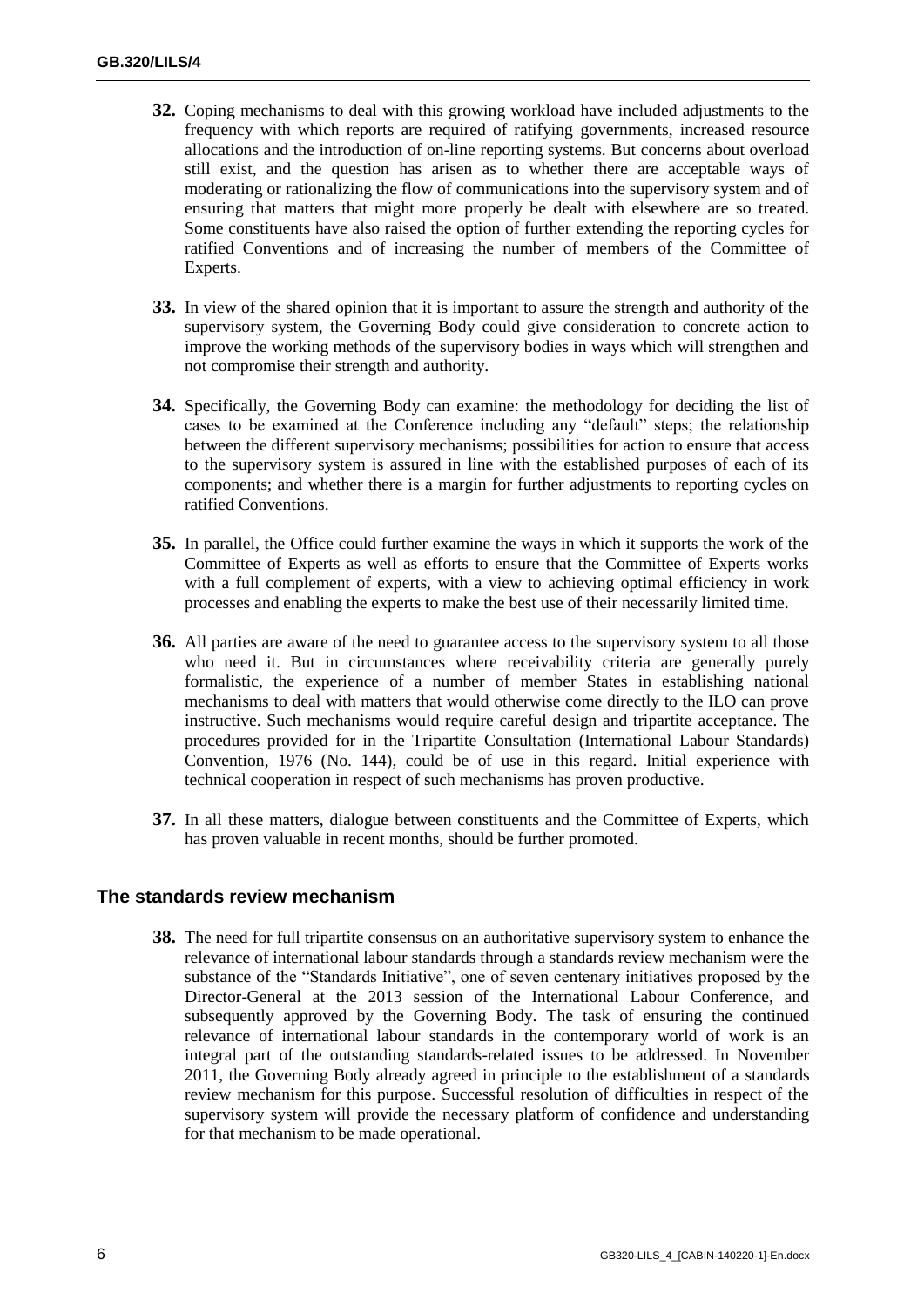**32.** Coping mechanisms to deal with this growing workload have included adjustments to the frequency with which reports are required of ratifying governments, increased resource allocations and the introduction of on-line reporting systems. But concerns about overload still exist, and the question has arisen as to whether there are acceptable ways of moderating or rationalizing the flow of communications into the supervisory system and of ensuring that matters that might more properly be dealt with elsewhere are so treated. Some constituents have also raised the option of further extending the reporting cycles for ratified Conventions and of increasing the number of members of the Committee of Experts.

**33.** In view of the shared opinion that it is important to assure the strength and authority of the supervisory system, the Governing Body could give consideration to concrete action to improve the working methods of the supervisory bodies in ways which will strengthen and not compromise their strength and authority.

**34.** Specifically, the Governing Body can examine: the methodology for deciding the list of cases to be examined at the Conference including any "default" steps; the relationship between the different supervisory mechanisms; possibilities for action to ensure that access to the supervisory system is assured in line with the established purposes of each of its components; and whether there is a margin for further adjustments to reporting cycles on ratified Conventions.

**35.** In parallel, the Office could further examine the ways in which it supports the work of the Committee of Experts as well as efforts to ensure that the Committee of Experts works with a full complement of experts, with a view to achieving optimal efficiency in work processes and enabling the experts to make the best use of their necessarily limited time.

**36.** All parties are aware of the need to guarantee access to the supervisory system to all those who need it. But in circumstances where receivability criteria are generally purely formalistic, the experience of a number of member States in establishing national mechanisms to deal with matters that would otherwise come directly to the ILO can prove instructive. Such mechanisms would require careful design and tripartite acceptance. The procedures provided for in the Tripartite Consultation (International Labour Standards) Convention, 1976 (No. 144), could be of use in this regard. Initial experience with technical cooperation in respect of such mechanisms has proven productive.

**37.** In all these matters, dialogue between constituents and the Committee of Experts, which has proven valuable in recent months, should be further promoted.

## The standards review mechanism

**38.** The need for full tripartite consensus on an authoritative supervisory system to enhance the relevance of international labour standards through a standards review mechanism were the substance of the "Standards Initiative", one of seven centenary initiatives proposed by the Director-General at the 2013 session of the International Labour Conference, and subsequently approved by the Governing Body. The task of ensuring the continued relevance of international labour standards in the contemporary world of work is an integral part of the outstanding standards-related issues to be addressed. In November 2011, the Governing Body already agreed in principle to the establishment of a standards review mechanism for this purpose. Successful resolution of difficulties in respect of the supervisory system will provide the necessary platform of confidence and understanding for that mechanism to be made operational.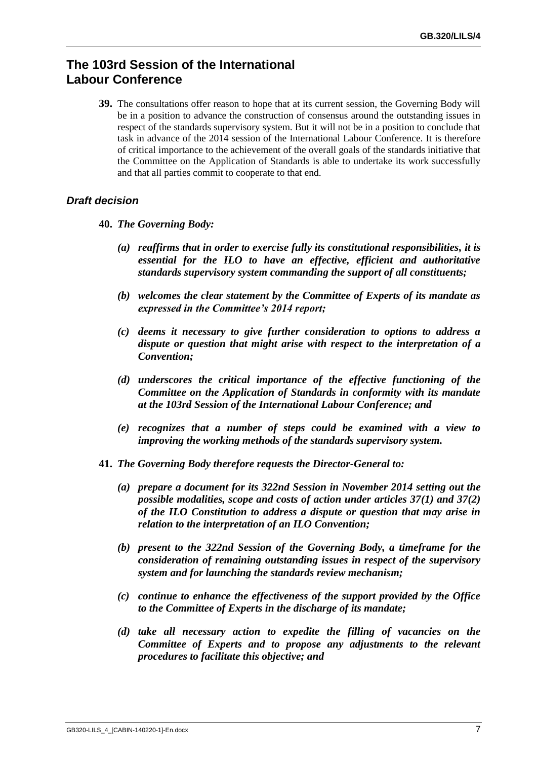## The 103rd Session of the International Labour Conference

**39.** The consultations offer reason to hope that at its current session, the Governing Body will be in a position to advance the construction of consensus around the outstanding issues in respect of the standards supervisory system. But it will not be in a position to conclude that task in advance of the 2014 session of the International Labour Conference. It is therefore of critical importance to the achievement of the overall goals of the standards initiative that the Committee on the Application of Standards is able to undertake its work successfully and that all parties commit to cooperate to that end.

### *Draft decision*

**40.** ***The Governing Body:***

- ***(a) reaffirms that in order to exercise fully its constitutional responsibilities, it is essential for the ILO to have an effective, efficient and authoritative standards supervisory system commanding the support of all constituents;***
- ***(b) welcomes the clear statement by the Committee of Experts of its mandate as expressed in the Committee's 2014 report;***
- ***(c) deems it necessary to give further consideration to options to address a dispute or question that might arise with respect to the interpretation of a Convention;***
- ***(d) underscores the critical importance of the effective functioning of the Committee on the Application of Standards in conformity with its mandate at the 103rd Session of the International Labour Conference; and***
- ***(e) recognizes that a number of steps could be examined with a view to improving the working methods of the standards supervisory system.***

**41.** ***The Governing Body therefore requests the Director-General to:***

- ***(a) prepare a document for its 322nd Session in November 2014 setting out the possible modalities, scope and costs of action under articles 37(1) and 37(2) of the ILO Constitution to address a dispute or question that may arise in relation to the interpretation of an ILO Convention;***
- ***(b) present to the 322nd Session of the Governing Body, a timeframe for the consideration of remaining outstanding issues in respect of the supervisory system and for launching the standards review mechanism;***
- ***(c) continue to enhance the effectiveness of the support provided by the Office to the Committee of Experts in the discharge of its mandate;***
- ***(d) take all necessary action to expedite the filling of vacancies on the Committee of Experts and to propose any adjustments to the relevant procedures to facilitate this objective; and***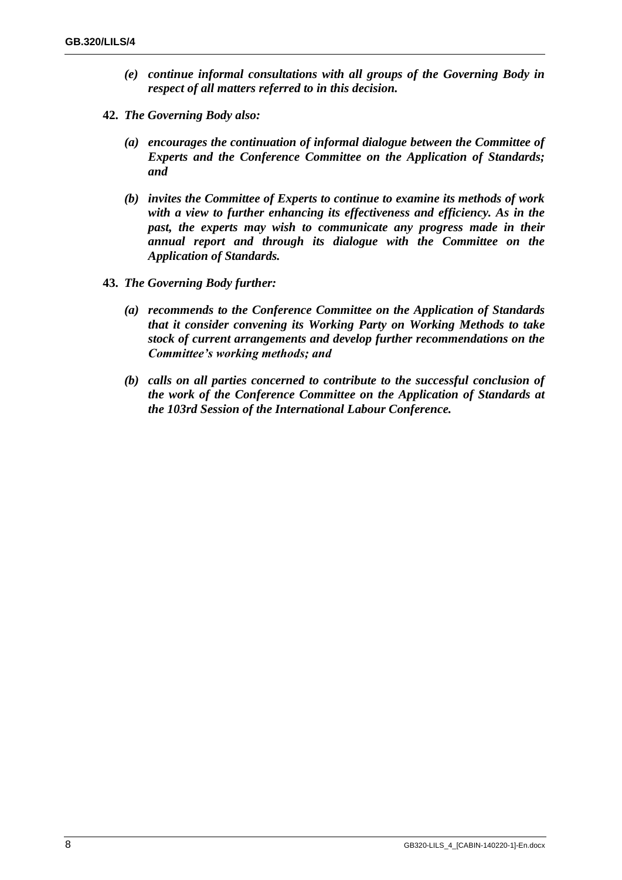*(e) continue informal consultations with all groups of the Governing Body in respect of all matters referred to in this decision.*

**42.** *The Governing Body also:*

*(a) encourages the continuation of informal dialogue between the Committee of Experts and the Conference Committee on the Application of Standards; and*

*(b) invites the Committee of Experts to continue to examine its methods of work with a view to further enhancing its effectiveness and efficiency. As in the past, the experts may wish to communicate any progress made in their annual report and through its dialogue with the Committee on the Application of Standards.*

**43.** *The Governing Body further:*

*(a) recommends to the Conference Committee on the Application of Standards that it consider convening its Working Party on Working Methods to take stock of current arrangements and develop further recommendations on the Committee's working methods; and*

*(b) calls on all parties concerned to contribute to the successful conclusion of the work of the Conference Committee on the Application of Standards at the 103rd Session of the International Labour Conference.*